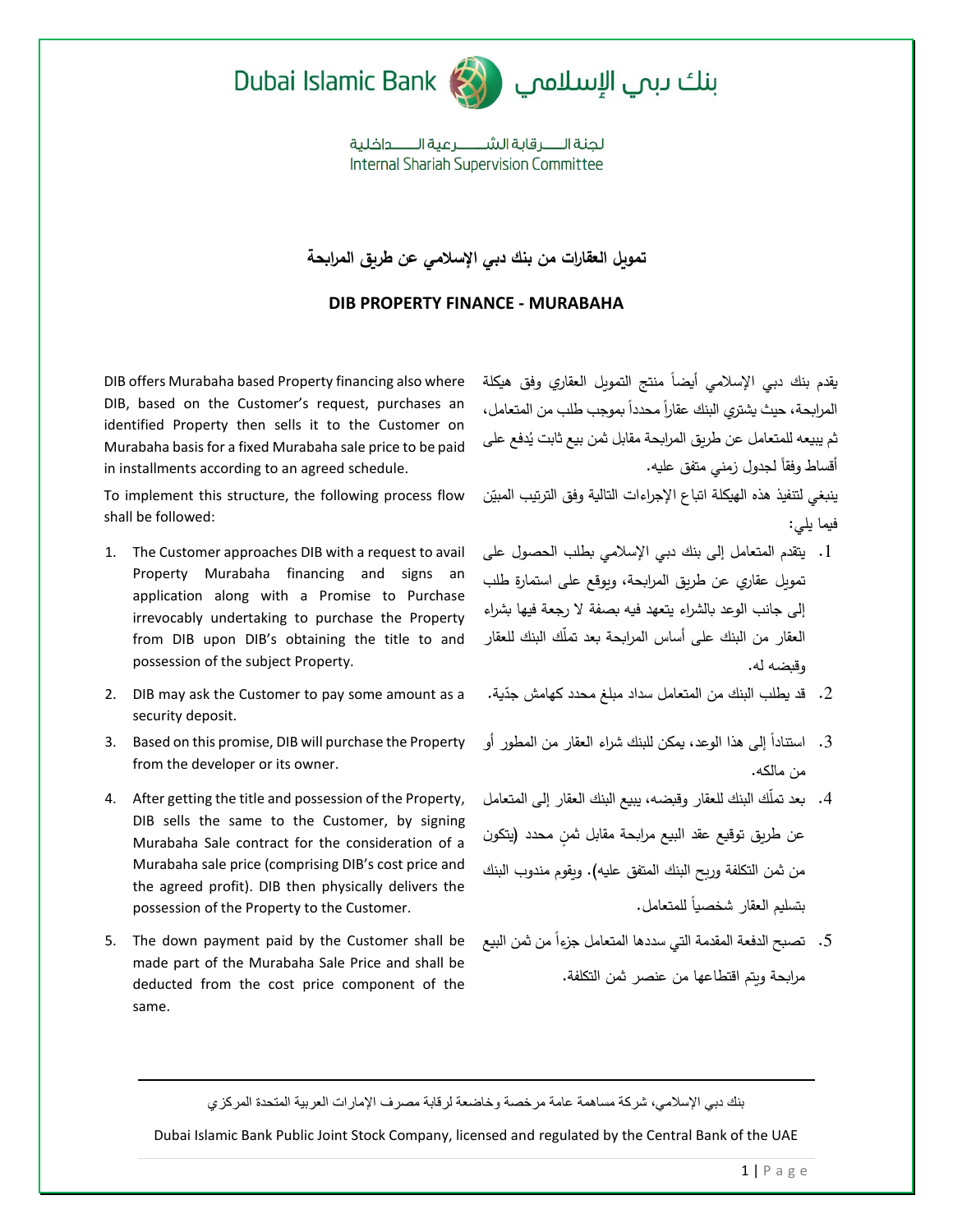Dubai Islamic Bank بنك دبي الإسلامي

لجنة الرقابة الشرعية الداخلية
Internal Shariah Supervision Committee

## تمويل العقارات من بنك دبي الإسلامي عن طريق المرابحة

## DIB PROPERTY FINANCE - MURABAHA

DIB offers Murabaha based Property financing also where DIB, based on the Customer's request, purchases an identified Property then sells it to the Customer on Murabaha basis for a fixed Murabaha sale price to be paid in installments according to an agreed schedule.

To implement this structure, the following process flow shall be followed:

1. The Customer approaches DIB with a request to avail Property Murabaha financing and signs an application along with a Promise to Purchase irrevocably undertaking to purchase the Property from DIB upon DIB's obtaining the title to and possession of the subject Property.
2. DIB may ask the Customer to pay some amount as a security deposit.
3. Based on this promise, DIB will purchase the Property from the developer or its owner.
4. After getting the title and possession of the Property, DIB sells the same to the Customer, by signing Murabaha Sale contract for the consideration of a Murabaha sale price (comprising DIB's cost price and the agreed profit). DIB then physically delivers the possession of the Property to the Customer.
5. The down payment paid by the Customer shall be made part of the Murabaha Sale Price and shall be deducted from the cost price component of the same.

يقدم بنك دبي الإسلامي أيضاً منتج التمويل العقاري وفق هيكلة المرابحة، حيث يشتري البنك عقاراً محدداً بموجب طلب من المتعامل، ثم يبيعه للمتعامل عن طريق المرابحة مقابل ثمن بيع ثابت يُدفع على أقساط وفقاً لجدول زمني متفق عليه.

ينبغي لتنفيذ هذه الهيكلة اتباع الإجراءات التالية وفق الترتيب المبيّن فيما يلي:

1. يتقدم المتعامل إلى بنك دبي الإسلامي بطلب الحصول على تمويل عقاري عن طريق المرابحة، ويوقع على استمارة طلب إلى جانب الوعد بالشراء يتعهد فيه بصفة لا رجعة فيها بشراء العقار من البنك على أساس المرابحة بعد تملّك البنك للعقار وقبضه له.
2. قد يطلب البنك من المتعامل سداد مبلغ محدد كهامش جدّية.
3. استناداً إلى هذا الوعد، يمكن للبنك شراء العقار من المطور أو من مالكه.
4. بعد تملّك البنك للعقار وقبضه، يبيع البنك العقار إلى المتعامل عن طريق توقيع عقد البيع مرابحة مقابل ثمنٍ محدد (يتكون من ثمن التكلفة وربح البنك المتفق عليه). ويقوم مندوب البنك بتسليم العقار شخصياً للمتعامل.
5. تصبح الدفعة المقدمة التي سددها المتعامل جزءاً من ثمن البيع مرابحة ويتم اقتطاعها من عنصر ثمن التكلفة.

بنك دبي الإسلامي، شركة مساهمة عامة مرخصة وخاضعة لرقابة مصرف الإمارات العربية المتحدة المركزي

Dubai Islamic Bank Public Joint Stock Company, licensed and regulated by the Central Bank of the UAE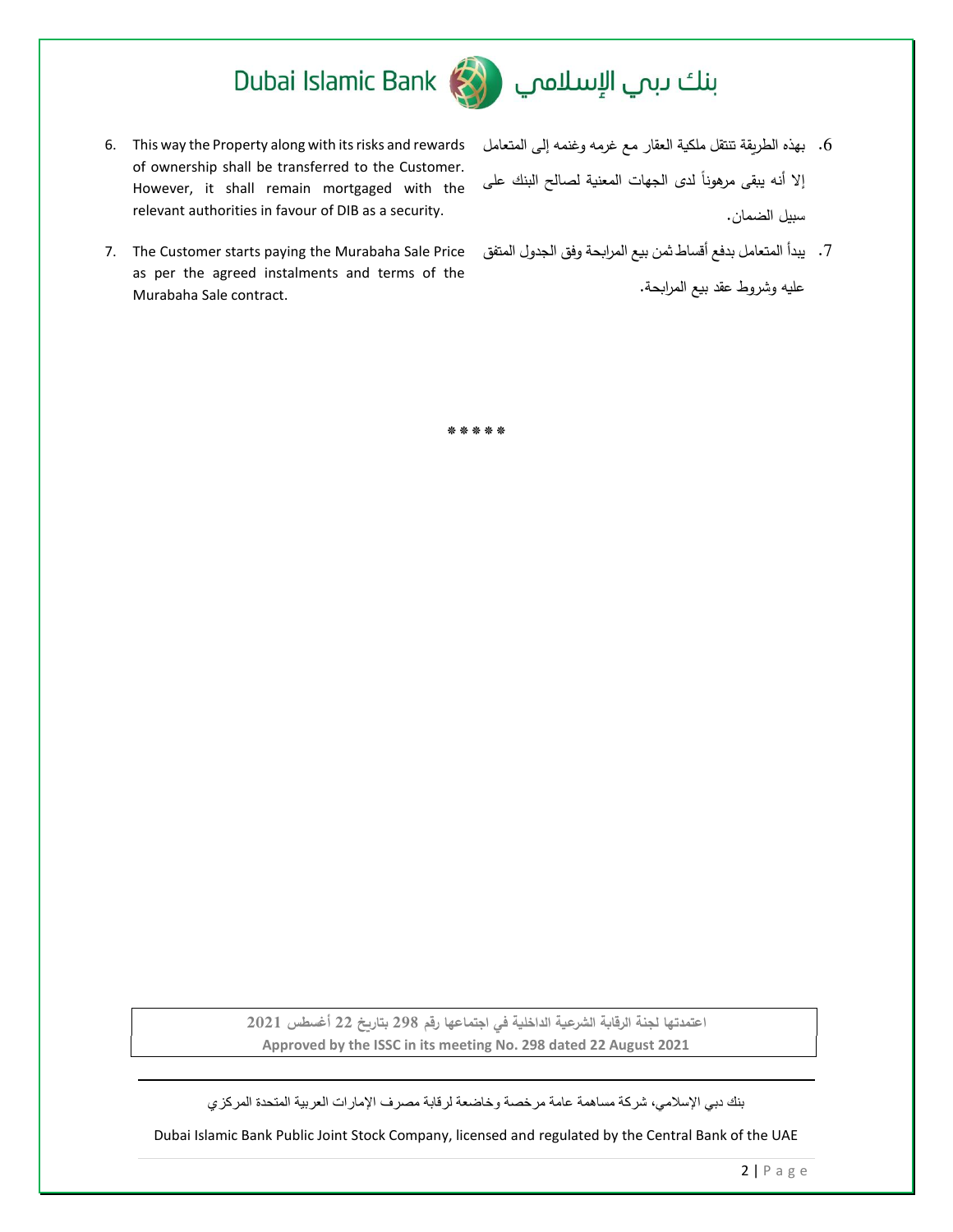6. This way the Property along with its risks and rewards of ownership shall be transferred to the Customer. However, it shall remain mortgaged with the relevant authorities in favour of DIB as a security.

7. The Customer starts paying the Murabaha Sale Price as per the agreed instalments and terms of the Murabaha Sale contract.

6. بهذه الطريقة تنتقل ملكية العقار مع غرمه وغنمه إلى المتعامل إلا أنه يبقى مرهوناً لدى الجهات المعنية لصالح البنك على سبيل الضمان.

7. يبدأ المتعامل بدفع أقساط ثمن بيع المرابحة وفق الجدول المتفق عليه وشروط عقد بيع المرابحة.

\*\*\*\*\*

**اعتمدتها لجنة الرقابة الشرعية الداخلية في اجتماعها رقم 298 بتاريخ 22 أغسطس 2021**

**Approved by the ISSC in its meeting No. 298 dated 22 August 2021**